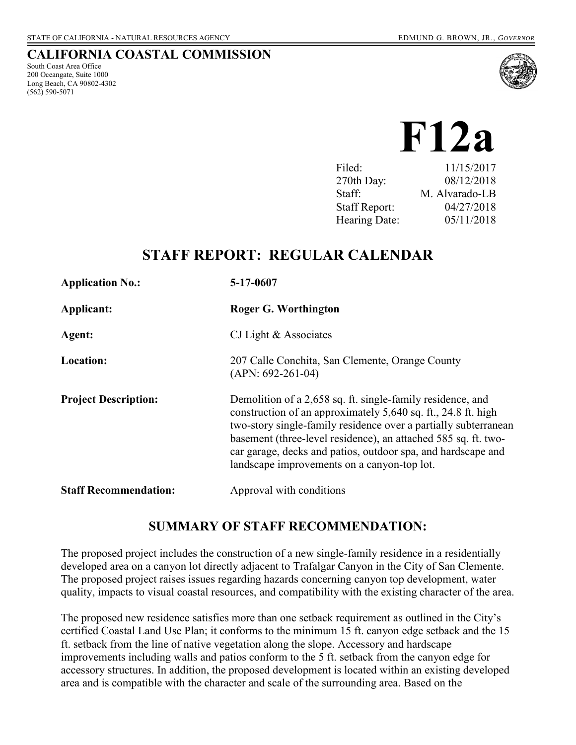STATE OF CALIFORNIA - NATURAL RESOURCES AGENCY EDMUND G. BROWN, JR., *GOVERNOR*

**CALIFORNIA COASTAL COMMISSION**
South Coast Area Office
200 Oceangate, Suite 1000
Long Beach, CA 90802-4302
(562) 590-5071

# F12a

| | |
|---|---|
| Filed: | 11/15/2017 |
| 270th Day: | 08/12/2018 |
| Staff: | M. Alvarado-LB |
| Staff Report: | 04/27/2018 |
| Hearing Date: | 05/11/2018 |

## STAFF REPORT: REGULAR CALENDAR

**Application No.:** 5-17-0607

**Applicant:** Roger G. Worthington

**Agent:** CJ Light & Associates

**Location:** 207 Calle Conchita, San Clemente, Orange County (APN: 692-261-04)

**Project Description:** Demolition of a 2,658 sq. ft. single-family residence, and construction of an approximately 5,640 sq. ft., 24.8 ft. high two-story single-family residence over a partially subterranean basement (three-level residence), an attached 585 sq. ft. two-car garage, decks and patios, outdoor spa, and hardscape and landscape improvements on a canyon-top lot.

**Staff Recommendation:** Approval with conditions

## SUMMARY OF STAFF RECOMMENDATION:

The proposed project includes the construction of a new single-family residence in a residentially developed area on a canyon lot directly adjacent to Trafalgar Canyon in the City of San Clemente. The proposed project raises issues regarding hazards concerning canyon top development, water quality, impacts to visual coastal resources, and compatibility with the existing character of the area.

The proposed new residence satisfies more than one setback requirement as outlined in the City's certified Coastal Land Use Plan; it conforms to the minimum 15 ft. canyon edge setback and the 15 ft. setback from the line of native vegetation along the slope. Accessory and hardscape improvements including walls and patios conform to the 5 ft. setback from the canyon edge for accessory structures. In addition, the proposed development is located within an existing developed area and is compatible with the character and scale of the surrounding area. Based on the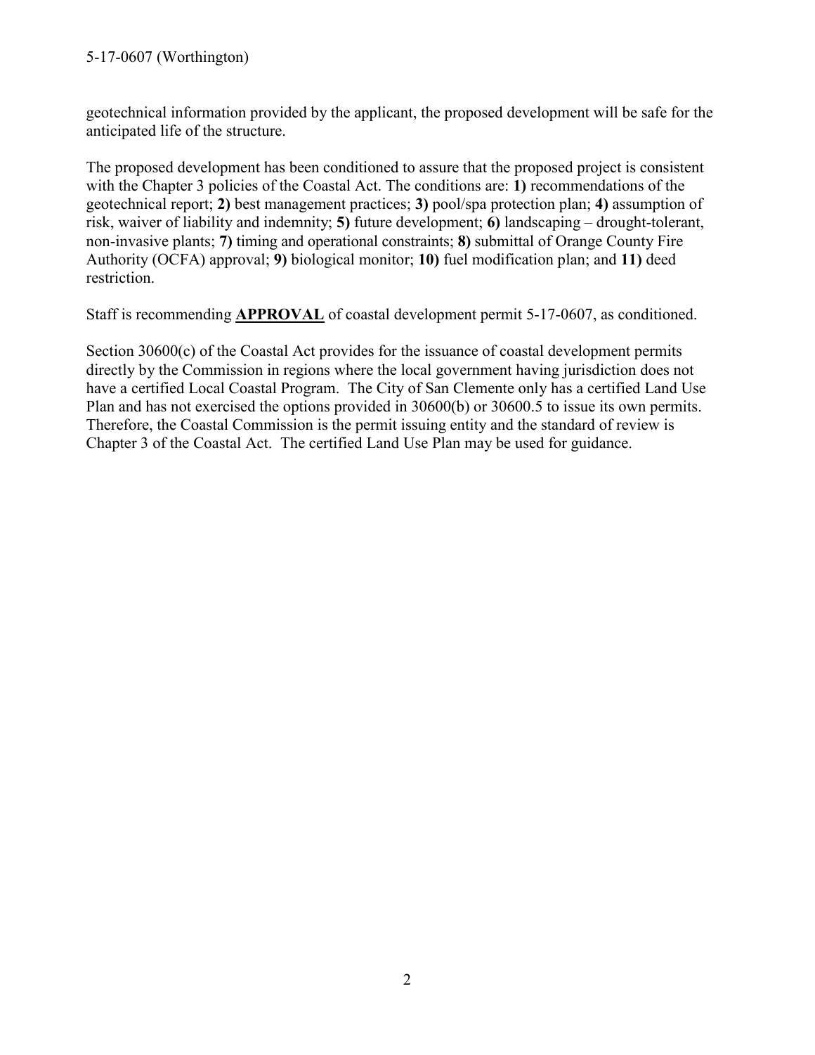geotechnical information provided by the applicant, the proposed development will be safe for the anticipated life of the structure.

The proposed development has been conditioned to assure that the proposed project is consistent with the Chapter 3 policies of the Coastal Act. The conditions are: **1)** recommendations of the geotechnical report; **2)** best management practices; **3)** pool/spa protection plan; **4)** assumption of risk, waiver of liability and indemnity; **5)** future development; **6)** landscaping – drought-tolerant, non-invasive plants; **7)** timing and operational constraints; **8)** submittal of Orange County Fire Authority (OCFA) approval; **9)** biological monitor; **10)** fuel modification plan; and **11)** deed restriction.

Staff is recommending **APPROVAL** of coastal development permit 5-17-0607, as conditioned.

Section 30600(c) of the Coastal Act provides for the issuance of coastal development permits directly by the Commission in regions where the local government having jurisdiction does not have a certified Local Coastal Program. The City of San Clemente only has a certified Land Use Plan and has not exercised the options provided in 30600(b) or 30600.5 to issue its own permits. Therefore, the Coastal Commission is the permit issuing entity and the standard of review is Chapter 3 of the Coastal Act. The certified Land Use Plan may be used for guidance.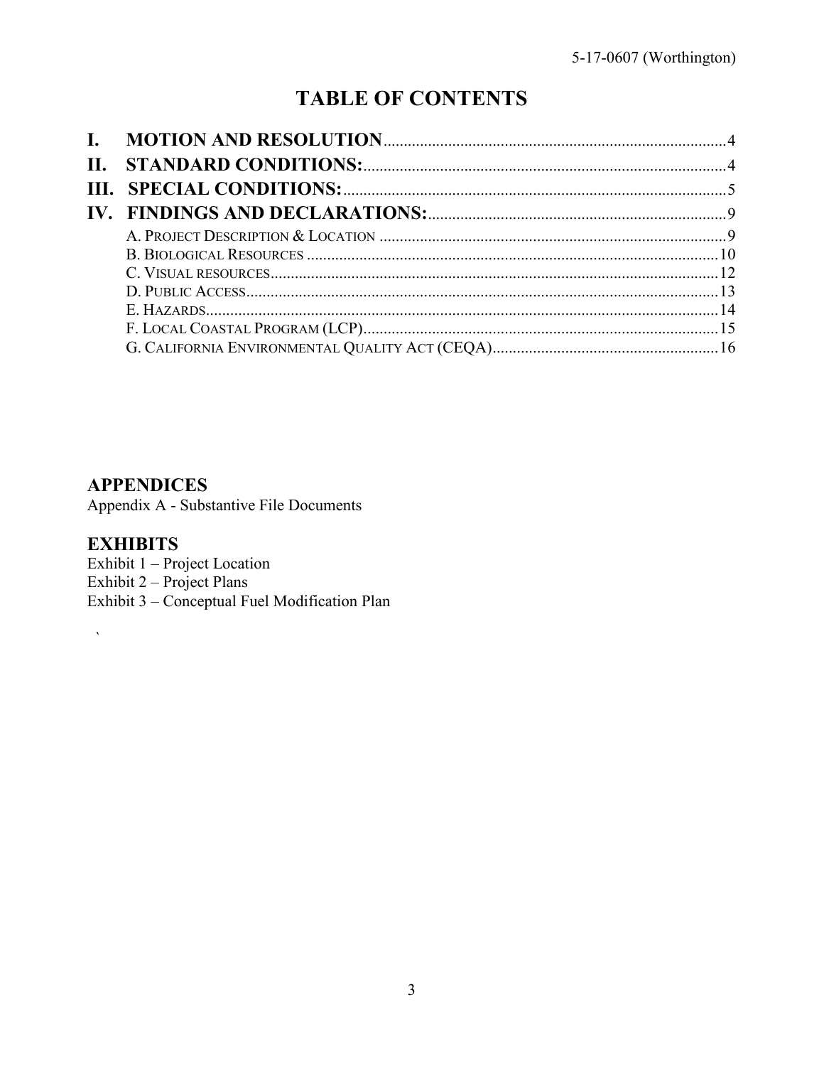# TABLE OF CONTENTS

**I. MOTION AND RESOLUTION** .......... 4
**II. STANDARD CONDITIONS:** .......... 4
**III. SPECIAL CONDITIONS:** .......... 5
**IV. FINDINGS AND DECLARATIONS:** .......... 9

- A. PROJECT DESCRIPTION & LOCATION .......... 9
- B. BIOLOGICAL RESOURCES .......... 10
- C. VISUAL RESOURCES .......... 12
- D. PUBLIC ACCESS .......... 13
- E. HAZARDS .......... 14
- F. LOCAL COASTAL PROGRAM (LCP) .......... 15
- G. CALIFORNIA ENVIRONMENTAL QUALITY ACT (CEQA) .......... 16

## APPENDICES

Appendix A - Substantive File Documents

## EXHIBITS

Exhibit 1 – Project Location
Exhibit 2 – Project Plans
Exhibit 3 – Conceptual Fuel Modification Plan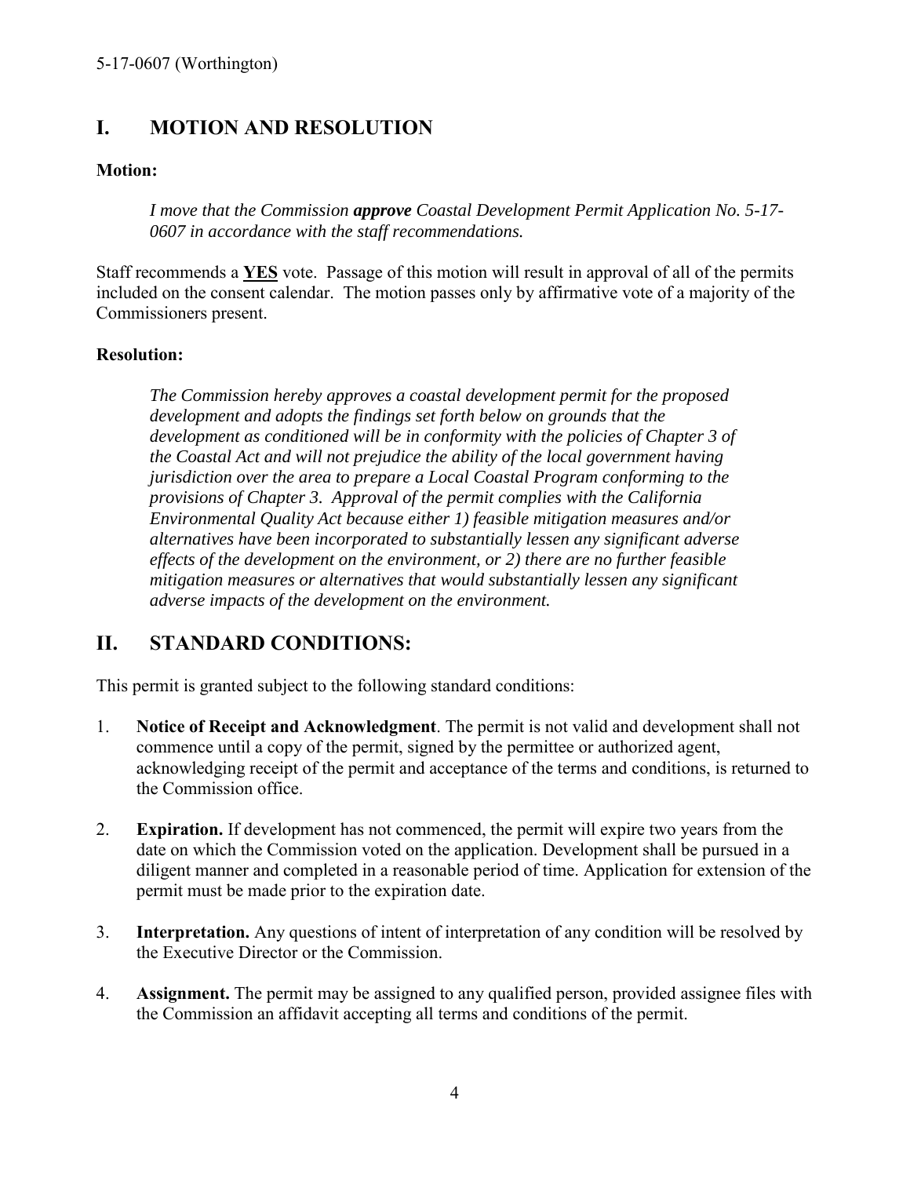# I. MOTION AND RESOLUTION

**Motion:**

> *I move that the Commission* ***approve*** *Coastal Development Permit Application No. 5-17-0607 in accordance with the staff recommendations.*

Staff recommends a **<u>YES</u>** vote. Passage of this motion will result in approval of all of the permits included on the consent calendar. The motion passes only by affirmative vote of a majority of the Commissioners present.

**Resolution:**

> *The Commission hereby approves a coastal development permit for the proposed development and adopts the findings set forth below on grounds that the development as conditioned will be in conformity with the policies of Chapter 3 of the Coastal Act and will not prejudice the ability of the local government having jurisdiction over the area to prepare a Local Coastal Program conforming to the provisions of Chapter 3. Approval of the permit complies with the California Environmental Quality Act because either 1) feasible mitigation measures and/or alternatives have been incorporated to substantially lessen any significant adverse effects of the development on the environment, or 2) there are no further feasible mitigation measures or alternatives that would substantially lessen any significant adverse impacts of the development on the environment.*

# II. STANDARD CONDITIONS:

This permit is granted subject to the following standard conditions:

1. **Notice of Receipt and Acknowledgment**. The permit is not valid and development shall not commence until a copy of the permit, signed by the permittee or authorized agent, acknowledging receipt of the permit and acceptance of the terms and conditions, is returned to the Commission office.

2. **Expiration.** If development has not commenced, the permit will expire two years from the date on which the Commission voted on the application. Development shall be pursued in a diligent manner and completed in a reasonable period of time. Application for extension of the permit must be made prior to the expiration date.

3. **Interpretation.** Any questions of intent of interpretation of any condition will be resolved by the Executive Director or the Commission.

4. **Assignment.** The permit may be assigned to any qualified person, provided assignee files with the Commission an affidavit accepting all terms and conditions of the permit.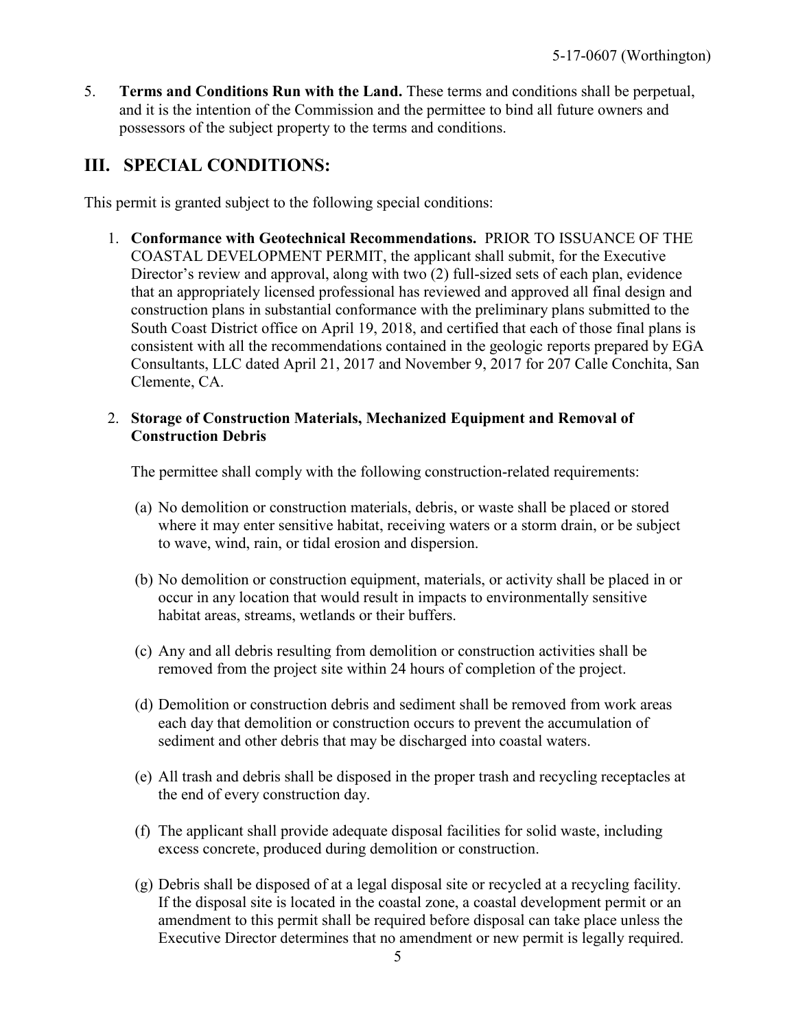5. **Terms and Conditions Run with the Land.** These terms and conditions shall be perpetual, and it is the intention of the Commission and the permittee to bind all future owners and possessors of the subject property to the terms and conditions.

## III. SPECIAL CONDITIONS:

This permit is granted subject to the following special conditions:

1. **Conformance with Geotechnical Recommendations.** PRIOR TO ISSUANCE OF THE COASTAL DEVELOPMENT PERMIT, the applicant shall submit, for the Executive Director's review and approval, along with two (2) full-sized sets of each plan, evidence that an appropriately licensed professional has reviewed and approved all final design and construction plans in substantial conformance with the preliminary plans submitted to the South Coast District office on April 19, 2018, and certified that each of those final plans is consistent with all the recommendations contained in the geologic reports prepared by EGA Consultants, LLC dated April 21, 2017 and November 9, 2017 for 207 Calle Conchita, San Clemente, CA.

2. **Storage of Construction Materials, Mechanized Equipment and Removal of Construction Debris**

   The permittee shall comply with the following construction-related requirements:

   (a) No demolition or construction materials, debris, or waste shall be placed or stored where it may enter sensitive habitat, receiving waters or a storm drain, or be subject to wave, wind, rain, or tidal erosion and dispersion.

   (b) No demolition or construction equipment, materials, or activity shall be placed in or occur in any location that would result in impacts to environmentally sensitive habitat areas, streams, wetlands or their buffers.

   (c) Any and all debris resulting from demolition or construction activities shall be removed from the project site within 24 hours of completion of the project.

   (d) Demolition or construction debris and sediment shall be removed from work areas each day that demolition or construction occurs to prevent the accumulation of sediment and other debris that may be discharged into coastal waters.

   (e) All trash and debris shall be disposed in the proper trash and recycling receptacles at the end of every construction day.

   (f) The applicant shall provide adequate disposal facilities for solid waste, including excess concrete, produced during demolition or construction.

   (g) Debris shall be disposed of at a legal disposal site or recycled at a recycling facility. If the disposal site is located in the coastal zone, a coastal development permit or an amendment to this permit shall be required before disposal can take place unless the Executive Director determines that no amendment or new permit is legally required.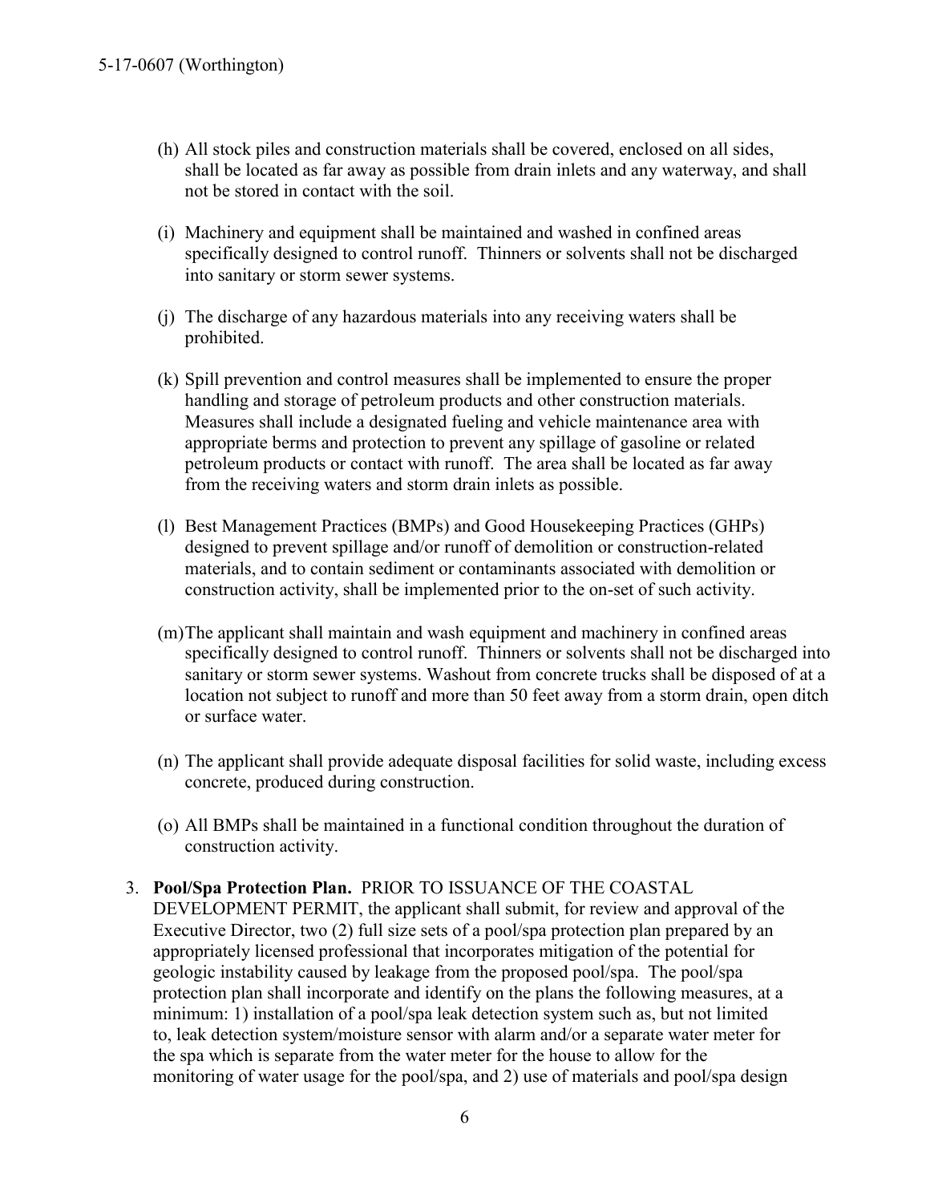(h) All stock piles and construction materials shall be covered, enclosed on all sides, shall be located as far away as possible from drain inlets and any waterway, and shall not be stored in contact with the soil.

(i) Machinery and equipment shall be maintained and washed in confined areas specifically designed to control runoff. Thinners or solvents shall not be discharged into sanitary or storm sewer systems.

(j) The discharge of any hazardous materials into any receiving waters shall be prohibited.

(k) Spill prevention and control measures shall be implemented to ensure the proper handling and storage of petroleum products and other construction materials. Measures shall include a designated fueling and vehicle maintenance area with appropriate berms and protection to prevent any spillage of gasoline or related petroleum products or contact with runoff. The area shall be located as far away from the receiving waters and storm drain inlets as possible.

(l) Best Management Practices (BMPs) and Good Housekeeping Practices (GHPs) designed to prevent spillage and/or runoff of demolition or construction-related materials, and to contain sediment or contaminants associated with demolition or construction activity, shall be implemented prior to the on-set of such activity.

(m) The applicant shall maintain and wash equipment and machinery in confined areas specifically designed to control runoff. Thinners or solvents shall not be discharged into sanitary or storm sewer systems. Washout from concrete trucks shall be disposed of at a location not subject to runoff and more than 50 feet away from a storm drain, open ditch or surface water.

(n) The applicant shall provide adequate disposal facilities for solid waste, including excess concrete, produced during construction.

(o) All BMPs shall be maintained in a functional condition throughout the duration of construction activity.

3. **Pool/Spa Protection Plan.** PRIOR TO ISSUANCE OF THE COASTAL DEVELOPMENT PERMIT, the applicant shall submit, for review and approval of the Executive Director, two (2) full size sets of a pool/spa protection plan prepared by an appropriately licensed professional that incorporates mitigation of the potential for geologic instability caused by leakage from the proposed pool/spa. The pool/spa protection plan shall incorporate and identify on the plans the following measures, at a minimum: 1) installation of a pool/spa leak detection system such as, but not limited to, leak detection system/moisture sensor with alarm and/or a separate water meter for the spa which is separate from the water meter for the house to allow for the monitoring of water usage for the pool/spa, and 2) use of materials and pool/spa design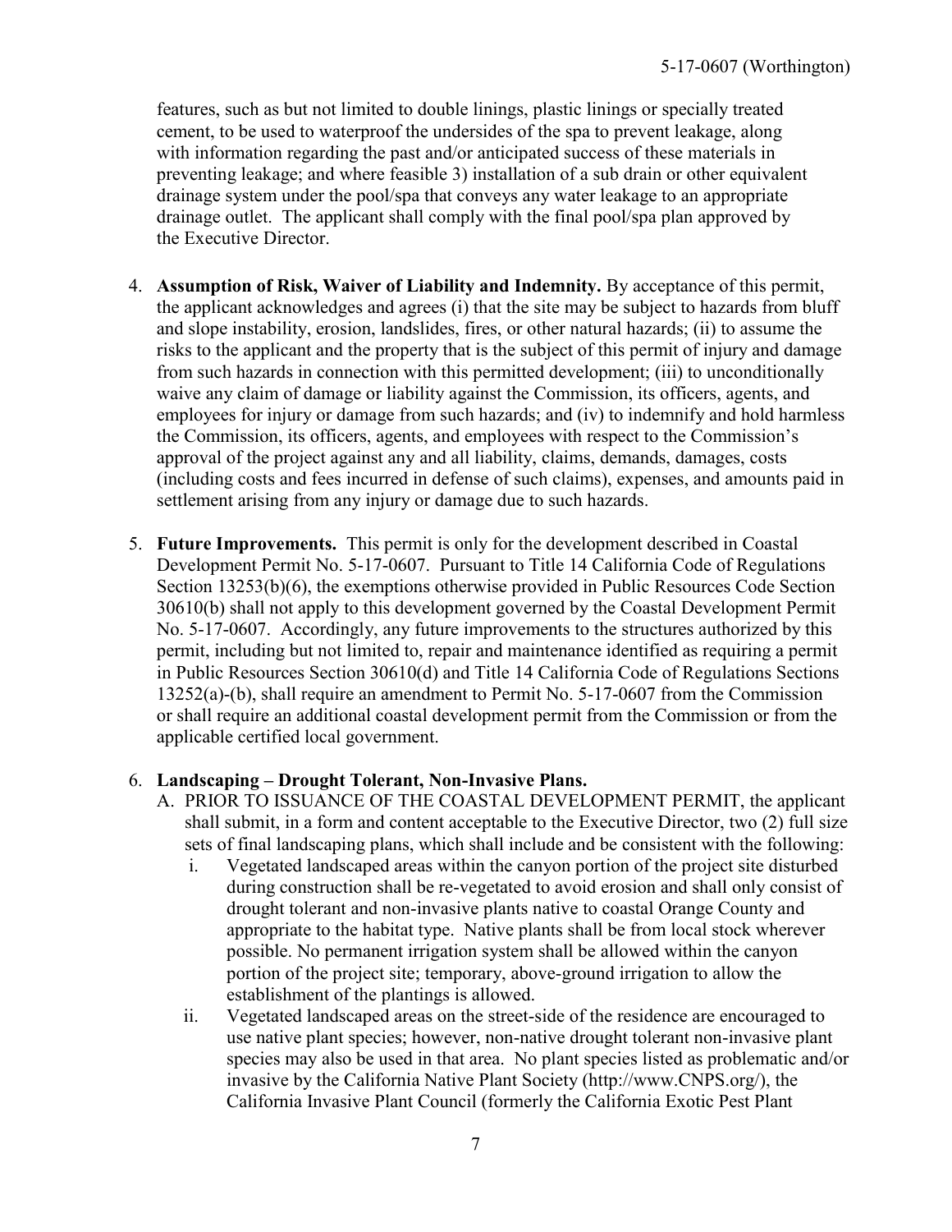features, such as but not limited to double linings, plastic linings or specially treated cement, to be used to waterproof the undersides of the spa to prevent leakage, along with information regarding the past and/or anticipated success of these materials in preventing leakage; and where feasible 3) installation of a sub drain or other equivalent drainage system under the pool/spa that conveys any water leakage to an appropriate drainage outlet. The applicant shall comply with the final pool/spa plan approved by the Executive Director.

4. **Assumption of Risk, Waiver of Liability and Indemnity.** By acceptance of this permit, the applicant acknowledges and agrees (i) that the site may be subject to hazards from bluff and slope instability, erosion, landslides, fires, or other natural hazards; (ii) to assume the risks to the applicant and the property that is the subject of this permit of injury and damage from such hazards in connection with this permitted development; (iii) to unconditionally waive any claim of damage or liability against the Commission, its officers, agents, and employees for injury or damage from such hazards; and (iv) to indemnify and hold harmless the Commission, its officers, agents, and employees with respect to the Commission's approval of the project against any and all liability, claims, demands, damages, costs (including costs and fees incurred in defense of such claims), expenses, and amounts paid in settlement arising from any injury or damage due to such hazards.

5. **Future Improvements.** This permit is only for the development described in Coastal Development Permit No. 5-17-0607. Pursuant to Title 14 California Code of Regulations Section 13253(b)(6), the exemptions otherwise provided in Public Resources Code Section 30610(b) shall not apply to this development governed by the Coastal Development Permit No. 5-17-0607. Accordingly, any future improvements to the structures authorized by this permit, including but not limited to, repair and maintenance identified as requiring a permit in Public Resources Section 30610(d) and Title 14 California Code of Regulations Sections 13252(a)-(b), shall require an amendment to Permit No. 5-17-0607 from the Commission or shall require an additional coastal development permit from the Commission or from the applicable certified local government.

6. **Landscaping – Drought Tolerant, Non-Invasive Plans.**
   A. PRIOR TO ISSUANCE OF THE COASTAL DEVELOPMENT PERMIT, the applicant shall submit, in a form and content acceptable to the Executive Director, two (2) full size sets of final landscaping plans, which shall include and be consistent with the following:
      i. Vegetated landscaped areas within the canyon portion of the project site disturbed during construction shall be re-vegetated to avoid erosion and shall only consist of drought tolerant and non-invasive plants native to coastal Orange County and appropriate to the habitat type. Native plants shall be from local stock wherever possible. No permanent irrigation system shall be allowed within the canyon portion of the project site; temporary, above-ground irrigation to allow the establishment of the plantings is allowed.
      ii. Vegetated landscaped areas on the street-side of the residence are encouraged to use native plant species; however, non-native drought tolerant non-invasive plant species may also be used in that area. No plant species listed as problematic and/or invasive by the California Native Plant Society (http://www.CNPS.org/), the California Invasive Plant Council (formerly the California Exotic Pest Plant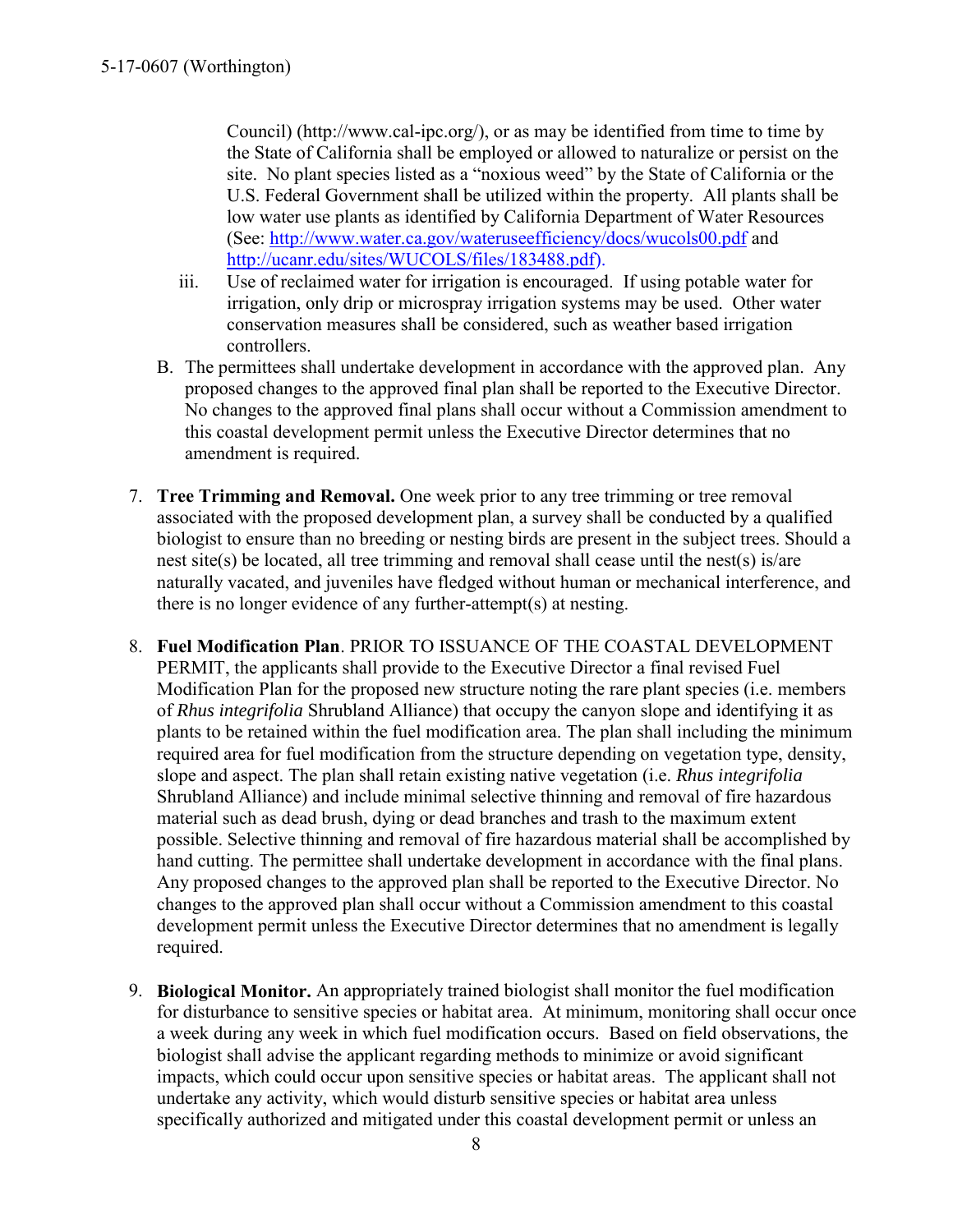Council) (http://www.cal-ipc.org/), or as may be identified from time to time by the State of California shall be employed or allowed to naturalize or persist on the site. No plant species listed as a "noxious weed" by the State of California or the U.S. Federal Government shall be utilized within the property. All plants shall be low water use plants as identified by California Department of Water Resources (See: [http://www.water.ca.gov/wateruseefficiency/docs/wucols00.pdf](http://www.water.ca.gov/wateruseefficiency/docs/wucols00.pdf) and [http://ucanr.edu/sites/WUCOLS/files/183488.pdf](http://ucanr.edu/sites/WUCOLS/files/183488.pdf)).

iii. Use of reclaimed water for irrigation is encouraged. If using potable water for irrigation, only drip or microspray irrigation systems may be used. Other water conservation measures shall be considered, such as weather based irrigation controllers.

B. The permittees shall undertake development in accordance with the approved plan. Any proposed changes to the approved final plan shall be reported to the Executive Director. No changes to the approved final plans shall occur without a Commission amendment to this coastal development permit unless the Executive Director determines that no amendment is required.

7. **Tree Trimming and Removal.** One week prior to any tree trimming or tree removal associated with the proposed development plan, a survey shall be conducted by a qualified biologist to ensure than no breeding or nesting birds are present in the subject trees. Should a nest site(s) be located, all tree trimming and removal shall cease until the nest(s) is/are naturally vacated, and juveniles have fledged without human or mechanical interference, and there is no longer evidence of any further-attempt(s) at nesting.

8. **Fuel Modification Plan**. PRIOR TO ISSUANCE OF THE COASTAL DEVELOPMENT PERMIT, the applicants shall provide to the Executive Director a final revised Fuel Modification Plan for the proposed new structure noting the rare plant species (i.e. members of *Rhus integrifolia* Shrubland Alliance) that occupy the canyon slope and identifying it as plants to be retained within the fuel modification area. The plan shall including the minimum required area for fuel modification from the structure depending on vegetation type, density, slope and aspect. The plan shall retain existing native vegetation (i.e. *Rhus integrifolia* Shrubland Alliance) and include minimal selective thinning and removal of fire hazardous material such as dead brush, dying or dead branches and trash to the maximum extent possible. Selective thinning and removal of fire hazardous material shall be accomplished by hand cutting. The permittee shall undertake development in accordance with the final plans. Any proposed changes to the approved plan shall be reported to the Executive Director. No changes to the approved plan shall occur without a Commission amendment to this coastal development permit unless the Executive Director determines that no amendment is legally required.

9. **Biological Monitor.** An appropriately trained biologist shall monitor the fuel modification for disturbance to sensitive species or habitat area. At minimum, monitoring shall occur once a week during any week in which fuel modification occurs. Based on field observations, the biologist shall advise the applicant regarding methods to minimize or avoid significant impacts, which could occur upon sensitive species or habitat areas. The applicant shall not undertake any activity, which would disturb sensitive species or habitat area unless specifically authorized and mitigated under this coastal development permit or unless an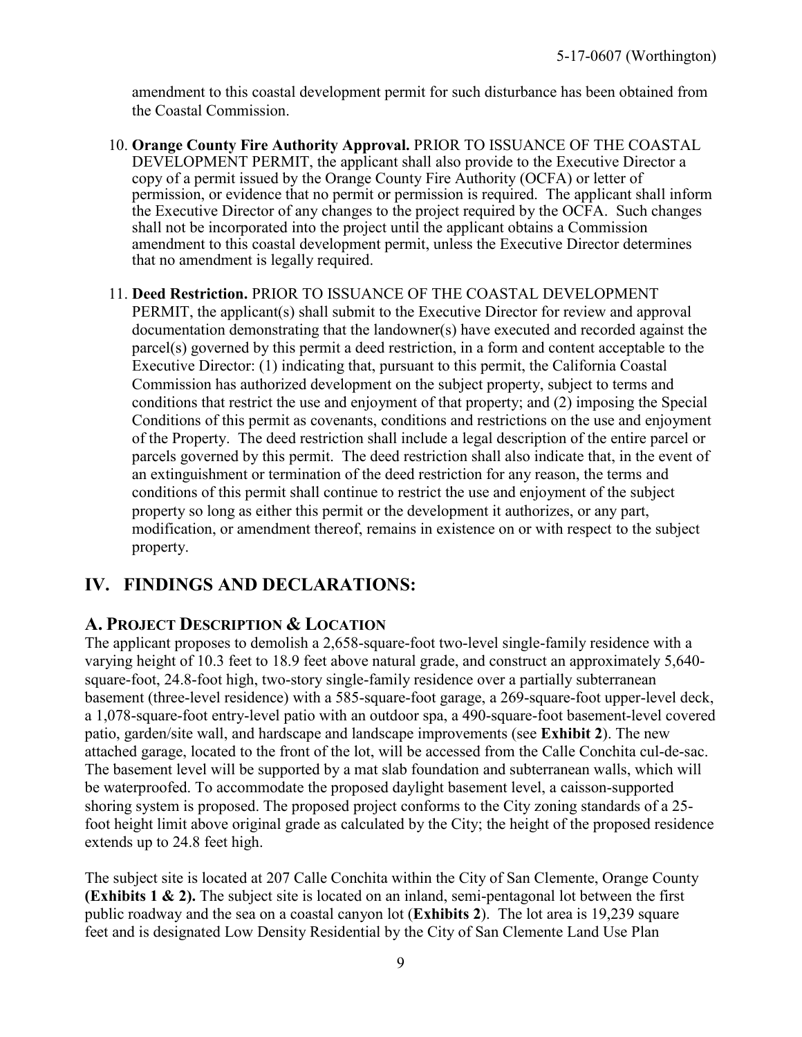amendment to this coastal development permit for such disturbance has been obtained from the Coastal Commission.

10. **Orange County Fire Authority Approval.** PRIOR TO ISSUANCE OF THE COASTAL DEVELOPMENT PERMIT, the applicant shall also provide to the Executive Director a copy of a permit issued by the Orange County Fire Authority (OCFA) or letter of permission, or evidence that no permit or permission is required. The applicant shall inform the Executive Director of any changes to the project required by the OCFA. Such changes shall not be incorporated into the project until the applicant obtains a Commission amendment to this coastal development permit, unless the Executive Director determines that no amendment is legally required.

11. **Deed Restriction.** PRIOR TO ISSUANCE OF THE COASTAL DEVELOPMENT PERMIT, the applicant(s) shall submit to the Executive Director for review and approval documentation demonstrating that the landowner(s) have executed and recorded against the parcel(s) governed by this permit a deed restriction, in a form and content acceptable to the Executive Director: (1) indicating that, pursuant to this permit, the California Coastal Commission has authorized development on the subject property, subject to terms and conditions that restrict the use and enjoyment of that property; and (2) imposing the Special Conditions of this permit as covenants, conditions and restrictions on the use and enjoyment of the Property. The deed restriction shall include a legal description of the entire parcel or parcels governed by this permit. The deed restriction shall also indicate that, in the event of an extinguishment or termination of the deed restriction for any reason, the terms and conditions of this permit shall continue to restrict the use and enjoyment of the subject property so long as either this permit or the development it authorizes, or any part, modification, or amendment thereof, remains in existence on or with respect to the subject property.

## IV. FINDINGS AND DECLARATIONS:

### A. Project Description & Location

The applicant proposes to demolish a 2,658-square-foot two-level single-family residence with a varying height of 10.3 feet to 18.9 feet above natural grade, and construct an approximately 5,640-square-foot, 24.8-foot high, two-story single-family residence over a partially subterranean basement (three-level residence) with a 585-square-foot garage, a 269-square-foot upper-level deck, a 1,078-square-foot entry-level patio with an outdoor spa, a 490-square-foot basement-level covered patio, garden/site wall, and hardscape and landscape improvements (see **Exhibit 2**). The new attached garage, located to the front of the lot, will be accessed from the Calle Conchita cul-de-sac. The basement level will be supported by a mat slab foundation and subterranean walls, which will be waterproofed. To accommodate the proposed daylight basement level, a caisson-supported shoring system is proposed. The proposed project conforms to the City zoning standards of a 25-foot height limit above original grade as calculated by the City; the height of the proposed residence extends up to 24.8 feet high.

The subject site is located at 207 Calle Conchita within the City of San Clemente, Orange County **(Exhibits 1 & 2).** The subject site is located on an inland, semi-pentagonal lot between the first public roadway and the sea on a coastal canyon lot (**Exhibits 2**). The lot area is 19,239 square feet and is designated Low Density Residential by the City of San Clemente Land Use Plan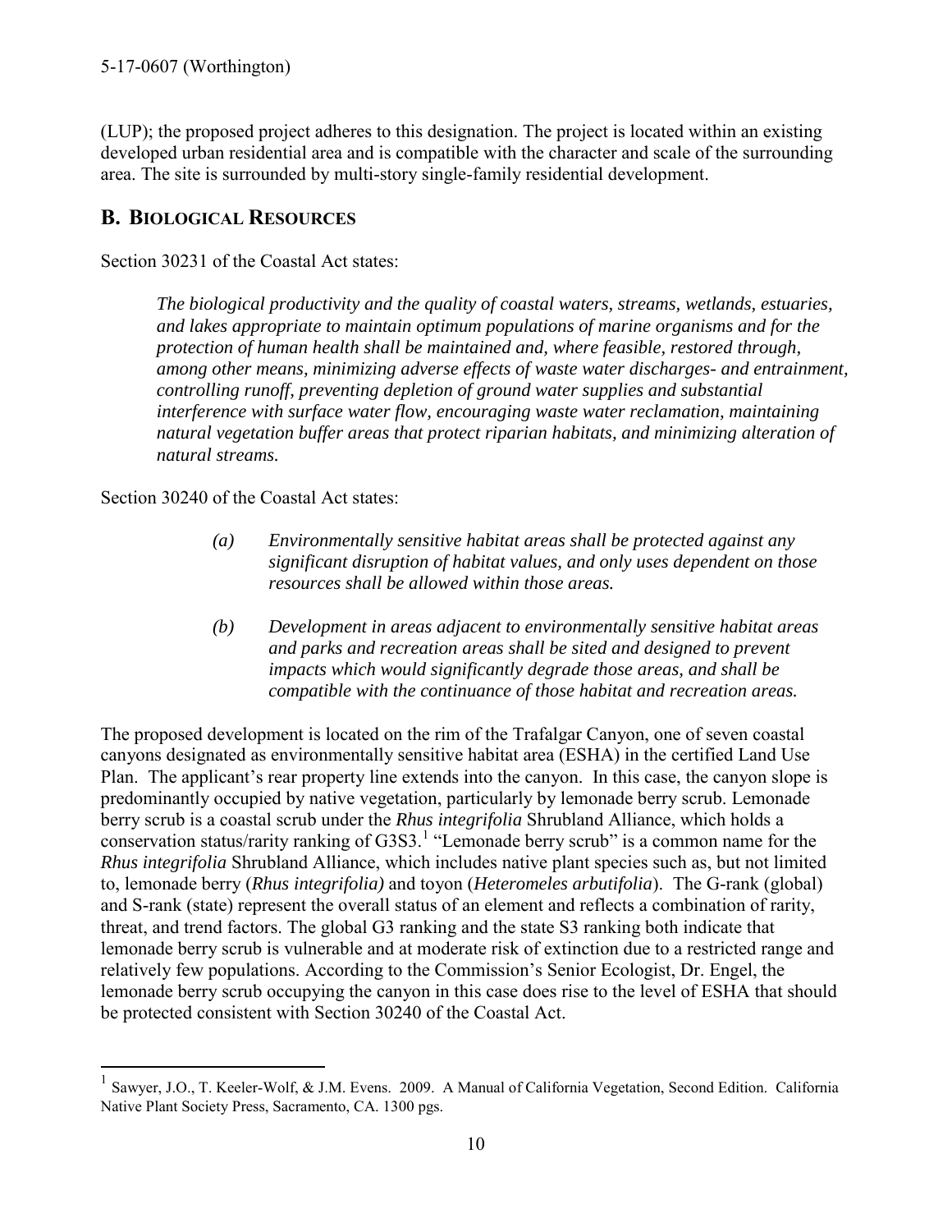(LUP); the proposed project adheres to this designation. The project is located within an existing developed urban residential area and is compatible with the character and scale of the surrounding area. The site is surrounded by multi-story single-family residential development.

## B. Biological Resources

Section 30231 of the Coastal Act states:

> *The biological productivity and the quality of coastal waters, streams, wetlands, estuaries, and lakes appropriate to maintain optimum populations of marine organisms and for the protection of human health shall be maintained and, where feasible, restored through, among other means, minimizing adverse effects of waste water discharges- and entrainment, controlling runoff, preventing depletion of ground water supplies and substantial interference with surface water flow, encouraging waste water reclamation, maintaining natural vegetation buffer areas that protect riparian habitats, and minimizing alteration of natural streams.*

Section 30240 of the Coastal Act states:

> *(a) Environmentally sensitive habitat areas shall be protected against any significant disruption of habitat values, and only uses dependent on those resources shall be allowed within those areas.*
>
> *(b) Development in areas adjacent to environmentally sensitive habitat areas and parks and recreation areas shall be sited and designed to prevent impacts which would significantly degrade those areas, and shall be compatible with the continuance of those habitat and recreation areas.*

The proposed development is located on the rim of the Trafalgar Canyon, one of seven coastal canyons designated as environmentally sensitive habitat area (ESHA) in the certified Land Use Plan. The applicant's rear property line extends into the canyon. In this case, the canyon slope is predominantly occupied by native vegetation, particularly by lemonade berry scrub. Lemonade berry scrub is a coastal scrub under the *Rhus integrifolia* Shrubland Alliance, which holds a conservation status/rarity ranking of G3S3.[1] "Lemonade berry scrub" is a common name for the *Rhus integrifolia* Shrubland Alliance, which includes native plant species such as, but not limited to, lemonade berry (*Rhus integrifolia)* and toyon (*Heteromeles arbutifolia*). The G-rank (global) and S-rank (state) represent the overall status of an element and reflects a combination of rarity, threat, and trend factors. The global G3 ranking and the state S3 ranking both indicate that lemonade berry scrub is vulnerable and at moderate risk of extinction due to a restricted range and relatively few populations. According to the Commission's Senior Ecologist, Dr. Engel, the lemonade berry scrub occupying the canyon in this case does rise to the level of ESHA that should be protected consistent with Section 30240 of the Coastal Act.

---

[1] Sawyer, J.O., T. Keeler-Wolf, & J.M. Evens. 2009. A Manual of California Vegetation, Second Edition. California Native Plant Society Press, Sacramento, CA. 1300 pgs.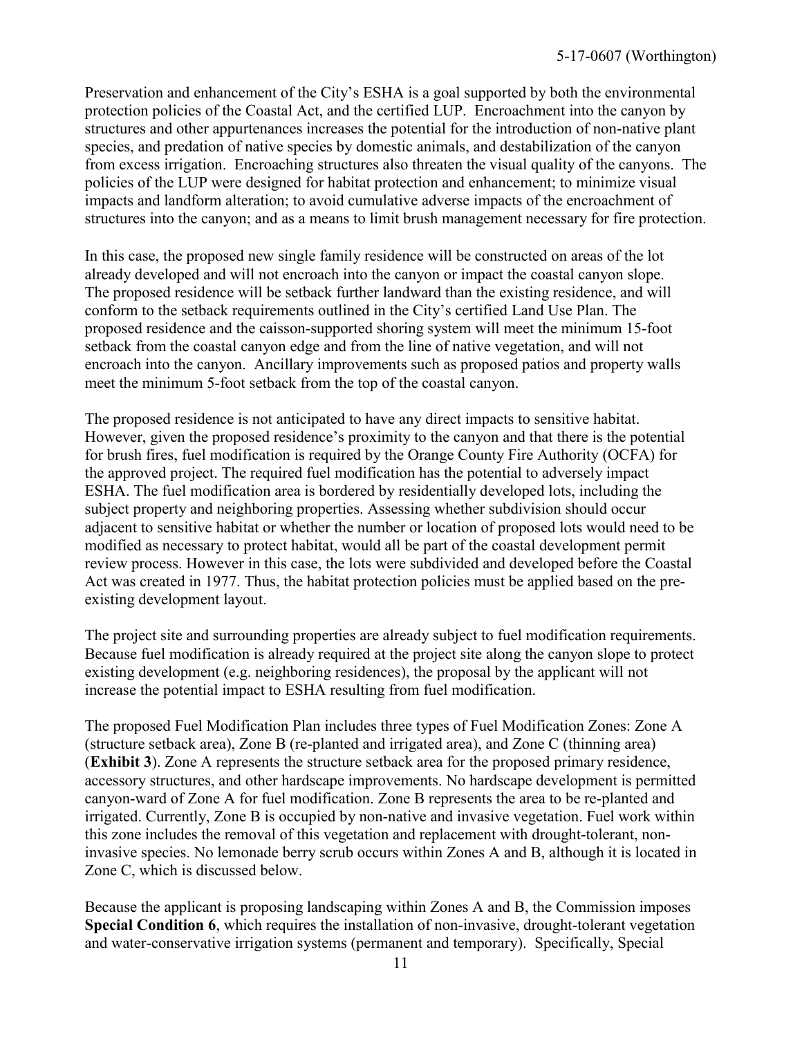Preservation and enhancement of the City's ESHA is a goal supported by both the environmental protection policies of the Coastal Act, and the certified LUP. Encroachment into the canyon by structures and other appurtenances increases the potential for the introduction of non-native plant species, and predation of native species by domestic animals, and destabilization of the canyon from excess irrigation. Encroaching structures also threaten the visual quality of the canyons. The policies of the LUP were designed for habitat protection and enhancement; to minimize visual impacts and landform alteration; to avoid cumulative adverse impacts of the encroachment of structures into the canyon; and as a means to limit brush management necessary for fire protection.

In this case, the proposed new single family residence will be constructed on areas of the lot already developed and will not encroach into the canyon or impact the coastal canyon slope. The proposed residence will be setback further landward than the existing residence, and will conform to the setback requirements outlined in the City's certified Land Use Plan. The proposed residence and the caisson-supported shoring system will meet the minimum 15-foot setback from the coastal canyon edge and from the line of native vegetation, and will not encroach into the canyon. Ancillary improvements such as proposed patios and property walls meet the minimum 5-foot setback from the top of the coastal canyon.

The proposed residence is not anticipated to have any direct impacts to sensitive habitat. However, given the proposed residence's proximity to the canyon and that there is the potential for brush fires, fuel modification is required by the Orange County Fire Authority (OCFA) for the approved project. The required fuel modification has the potential to adversely impact ESHA. The fuel modification area is bordered by residentially developed lots, including the subject property and neighboring properties. Assessing whether subdivision should occur adjacent to sensitive habitat or whether the number or location of proposed lots would need to be modified as necessary to protect habitat, would all be part of the coastal development permit review process. However in this case, the lots were subdivided and developed before the Coastal Act was created in 1977. Thus, the habitat protection policies must be applied based on the pre-existing development layout.

The project site and surrounding properties are already subject to fuel modification requirements. Because fuel modification is already required at the project site along the canyon slope to protect existing development (e.g. neighboring residences), the proposal by the applicant will not increase the potential impact to ESHA resulting from fuel modification.

The proposed Fuel Modification Plan includes three types of Fuel Modification Zones: Zone A (structure setback area), Zone B (re-planted and irrigated area), and Zone C (thinning area) (**Exhibit 3**). Zone A represents the structure setback area for the proposed primary residence, accessory structures, and other hardscape improvements. No hardscape development is permitted canyon-ward of Zone A for fuel modification. Zone B represents the area to be re-planted and irrigated. Currently, Zone B is occupied by non-native and invasive vegetation. Fuel work within this zone includes the removal of this vegetation and replacement with drought-tolerant, non-invasive species. No lemonade berry scrub occurs within Zones A and B, although it is located in Zone C, which is discussed below.

Because the applicant is proposing landscaping within Zones A and B, the Commission imposes **Special Condition 6**, which requires the installation of non-invasive, drought-tolerant vegetation and water-conservative irrigation systems (permanent and temporary). Specifically, Special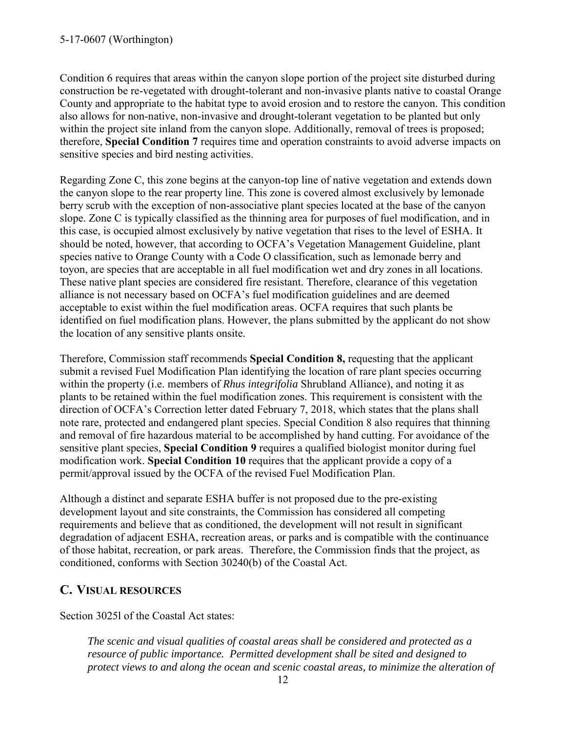Condition 6 requires that areas within the canyon slope portion of the project site disturbed during construction be re-vegetated with drought-tolerant and non-invasive plants native to coastal Orange County and appropriate to the habitat type to avoid erosion and to restore the canyon. This condition also allows for non-native, non-invasive and drought-tolerant vegetation to be planted but only within the project site inland from the canyon slope. Additionally, removal of trees is proposed; therefore, **Special Condition 7** requires time and operation constraints to avoid adverse impacts on sensitive species and bird nesting activities.

Regarding Zone C, this zone begins at the canyon-top line of native vegetation and extends down the canyon slope to the rear property line. This zone is covered almost exclusively by lemonade berry scrub with the exception of non-associative plant species located at the base of the canyon slope. Zone C is typically classified as the thinning area for purposes of fuel modification, and in this case, is occupied almost exclusively by native vegetation that rises to the level of ESHA. It should be noted, however, that according to OCFA's Vegetation Management Guideline, plant species native to Orange County with a Code O classification, such as lemonade berry and toyon, are species that are acceptable in all fuel modification wet and dry zones in all locations. These native plant species are considered fire resistant. Therefore, clearance of this vegetation alliance is not necessary based on OCFA's fuel modification guidelines and are deemed acceptable to exist within the fuel modification areas. OCFA requires that such plants be identified on fuel modification plans. However, the plans submitted by the applicant do not show the location of any sensitive plants onsite.

Therefore, Commission staff recommends **Special Condition 8,** requesting that the applicant submit a revised Fuel Modification Plan identifying the location of rare plant species occurring within the property (i.e. members of *Rhus integrifolia* Shrubland Alliance), and noting it as plants to be retained within the fuel modification zones. This requirement is consistent with the direction of OCFA's Correction letter dated February 7, 2018, which states that the plans shall note rare, protected and endangered plant species. Special Condition 8 also requires that thinning and removal of fire hazardous material to be accomplished by hand cutting. For avoidance of the sensitive plant species, **Special Condition 9** requires a qualified biologist monitor during fuel modification work. **Special Condition 10** requires that the applicant provide a copy of a permit/approval issued by the OCFA of the revised Fuel Modification Plan.

Although a distinct and separate ESHA buffer is not proposed due to the pre-existing development layout and site constraints, the Commission has considered all competing requirements and believe that as conditioned, the development will not result in significant degradation of adjacent ESHA, recreation areas, or parks and is compatible with the continuance of those habitat, recreation, or park areas. Therefore, the Commission finds that the project, as conditioned, conforms with Section 30240(b) of the Coastal Act.

## C. VISUAL RESOURCES

Section 3025l of the Coastal Act states:

> *The scenic and visual qualities of coastal areas shall be considered and protected as a resource of public importance. Permitted development shall be sited and designed to protect views to and along the ocean and scenic coastal areas, to minimize the alteration of*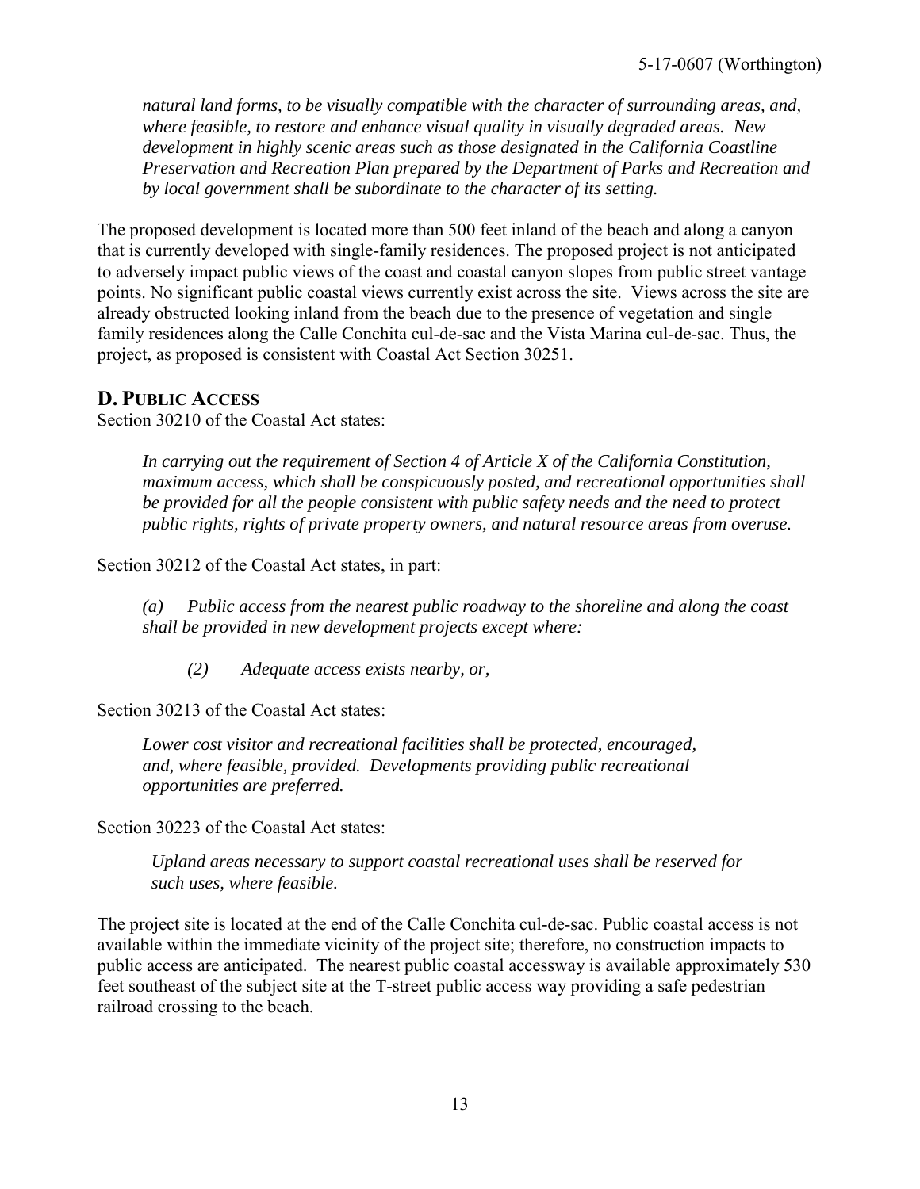*natural land forms, to be visually compatible with the character of surrounding areas, and, where feasible, to restore and enhance visual quality in visually degraded areas. New development in highly scenic areas such as those designated in the California Coastline Preservation and Recreation Plan prepared by the Department of Parks and Recreation and by local government shall be subordinate to the character of its setting.*

The proposed development is located more than 500 feet inland of the beach and along a canyon that is currently developed with single-family residences. The proposed project is not anticipated to adversely impact public views of the coast and coastal canyon slopes from public street vantage points. No significant public coastal views currently exist across the site. Views across the site are already obstructed looking inland from the beach due to the presence of vegetation and single family residences along the Calle Conchita cul-de-sac and the Vista Marina cul-de-sac. Thus, the project, as proposed is consistent with Coastal Act Section 30251.

## D. PUBLIC ACCESS

Section 30210 of the Coastal Act states:

> *In carrying out the requirement of Section 4 of Article X of the California Constitution, maximum access, which shall be conspicuously posted, and recreational opportunities shall be provided for all the people consistent with public safety needs and the need to protect public rights, rights of private property owners, and natural resource areas from overuse.*

Section 30212 of the Coastal Act states, in part:

> *(a) Public access from the nearest public roadway to the shoreline and along the coast shall be provided in new development projects except where:*
>
> > *(2) Adequate access exists nearby, or,*

Section 30213 of the Coastal Act states:

> *Lower cost visitor and recreational facilities shall be protected, encouraged, and, where feasible, provided. Developments providing public recreational opportunities are preferred.*

Section 30223 of the Coastal Act states:

> *Upland areas necessary to support coastal recreational uses shall be reserved for such uses, where feasible.*

The project site is located at the end of the Calle Conchita cul-de-sac. Public coastal access is not available within the immediate vicinity of the project site; therefore, no construction impacts to public access are anticipated. The nearest public coastal accessway is available approximately 530 feet southeast of the subject site at the T-street public access way providing a safe pedestrian railroad crossing to the beach.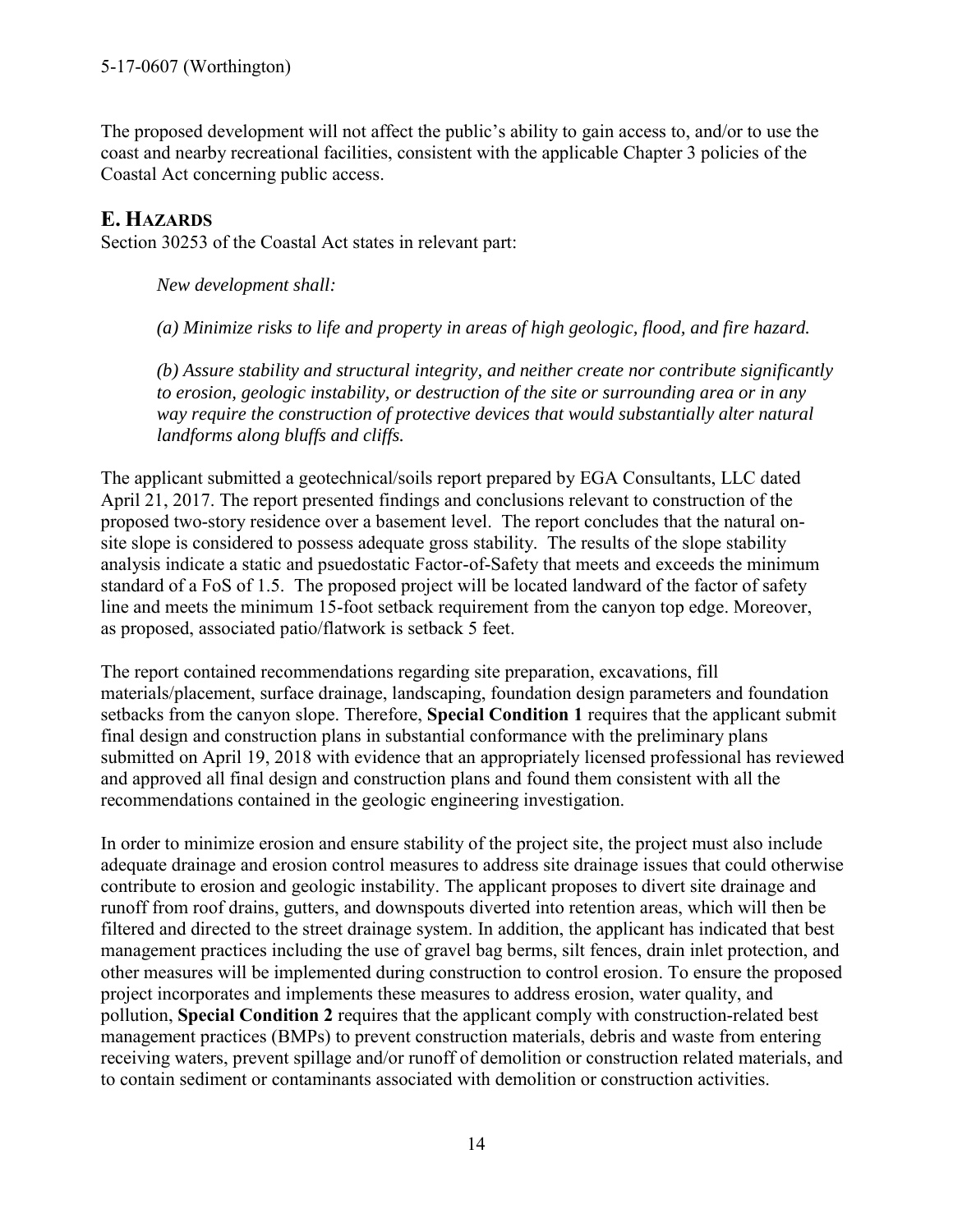The proposed development will not affect the public's ability to gain access to, and/or to use the coast and nearby recreational facilities, consistent with the applicable Chapter 3 policies of the Coastal Act concerning public access.

## E. HAZARDS

Section 30253 of the Coastal Act states in relevant part:

> *New development shall:*
>
> *(a) Minimize risks to life and property in areas of high geologic, flood, and fire hazard.*
>
> *(b) Assure stability and structural integrity, and neither create nor contribute significantly to erosion, geologic instability, or destruction of the site or surrounding area or in any way require the construction of protective devices that would substantially alter natural landforms along bluffs and cliffs.*

The applicant submitted a geotechnical/soils report prepared by EGA Consultants, LLC dated April 21, 2017. The report presented findings and conclusions relevant to construction of the proposed two-story residence over a basement level. The report concludes that the natural on-site slope is considered to possess adequate gross stability. The results of the slope stability analysis indicate a static and psuedostatic Factor-of-Safety that meets and exceeds the minimum standard of a FoS of 1.5. The proposed project will be located landward of the factor of safety line and meets the minimum 15-foot setback requirement from the canyon top edge. Moreover, as proposed, associated patio/flatwork is setback 5 feet.

The report contained recommendations regarding site preparation, excavations, fill materials/placement, surface drainage, landscaping, foundation design parameters and foundation setbacks from the canyon slope. Therefore, **Special Condition 1** requires that the applicant submit final design and construction plans in substantial conformance with the preliminary plans submitted on April 19, 2018 with evidence that an appropriately licensed professional has reviewed and approved all final design and construction plans and found them consistent with all the recommendations contained in the geologic engineering investigation.

In order to minimize erosion and ensure stability of the project site, the project must also include adequate drainage and erosion control measures to address site drainage issues that could otherwise contribute to erosion and geologic instability. The applicant proposes to divert site drainage and runoff from roof drains, gutters, and downspouts diverted into retention areas, which will then be filtered and directed to the street drainage system. In addition, the applicant has indicated that best management practices including the use of gravel bag berms, silt fences, drain inlet protection, and other measures will be implemented during construction to control erosion. To ensure the proposed project incorporates and implements these measures to address erosion, water quality, and pollution, **Special Condition 2** requires that the applicant comply with construction-related best management practices (BMPs) to prevent construction materials, debris and waste from entering receiving waters, prevent spillage and/or runoff of demolition or construction related materials, and to contain sediment or contaminants associated with demolition or construction activities.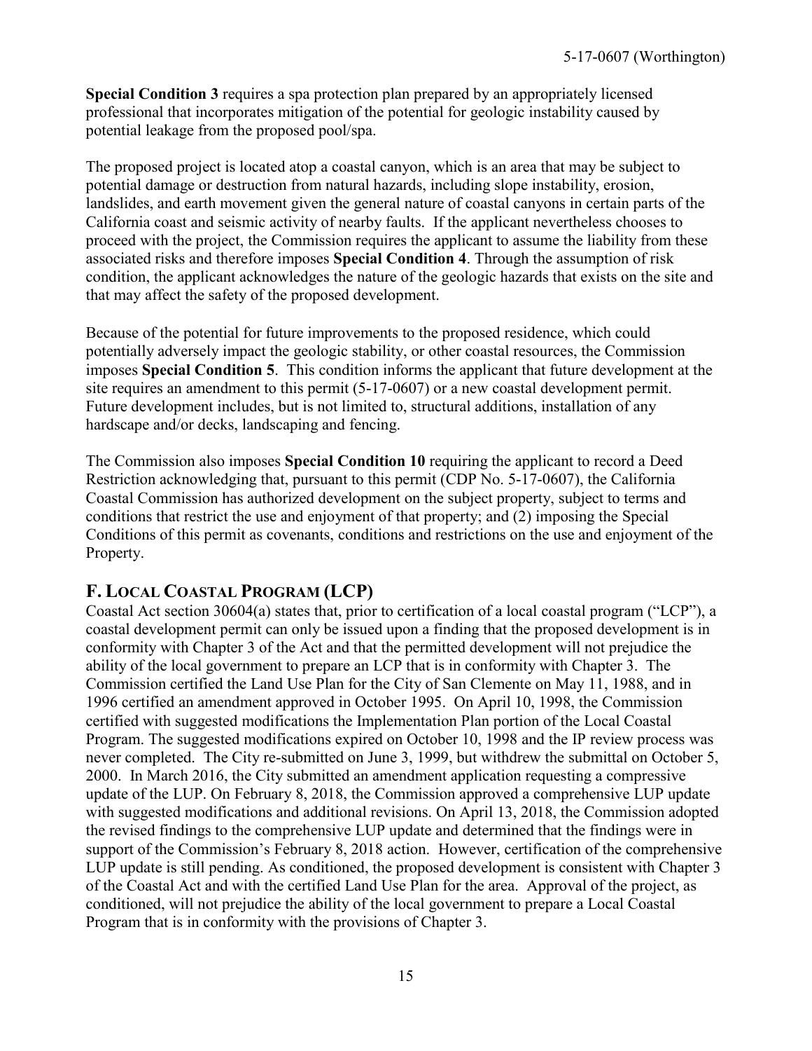**Special Condition 3** requires a spa protection plan prepared by an appropriately licensed professional that incorporates mitigation of the potential for geologic instability caused by potential leakage from the proposed pool/spa.

The proposed project is located atop a coastal canyon, which is an area that may be subject to potential damage or destruction from natural hazards, including slope instability, erosion, landslides, and earth movement given the general nature of coastal canyons in certain parts of the California coast and seismic activity of nearby faults. If the applicant nevertheless chooses to proceed with the project, the Commission requires the applicant to assume the liability from these associated risks and therefore imposes **Special Condition 4**. Through the assumption of risk condition, the applicant acknowledges the nature of the geologic hazards that exists on the site and that may affect the safety of the proposed development.

Because of the potential for future improvements to the proposed residence, which could potentially adversely impact the geologic stability, or other coastal resources, the Commission imposes **Special Condition 5**. This condition informs the applicant that future development at the site requires an amendment to this permit (5-17-0607) or a new coastal development permit. Future development includes, but is not limited to, structural additions, installation of any hardscape and/or decks, landscaping and fencing.

The Commission also imposes **Special Condition 10** requiring the applicant to record a Deed Restriction acknowledging that, pursuant to this permit (CDP No. 5-17-0607), the California Coastal Commission has authorized development on the subject property, subject to terms and conditions that restrict the use and enjoyment of that property; and (2) imposing the Special Conditions of this permit as covenants, conditions and restrictions on the use and enjoyment of the Property.

## F. Local Coastal Program (LCP)

Coastal Act section 30604(a) states that, prior to certification of a local coastal program ("LCP"), a coastal development permit can only be issued upon a finding that the proposed development is in conformity with Chapter 3 of the Act and that the permitted development will not prejudice the ability of the local government to prepare an LCP that is in conformity with Chapter 3. The Commission certified the Land Use Plan for the City of San Clemente on May 11, 1988, and in 1996 certified an amendment approved in October 1995. On April 10, 1998, the Commission certified with suggested modifications the Implementation Plan portion of the Local Coastal Program. The suggested modifications expired on October 10, 1998 and the IP review process was never completed. The City re-submitted on June 3, 1999, but withdrew the submittal on October 5, 2000. In March 2016, the City submitted an amendment application requesting a compressive update of the LUP. On February 8, 2018, the Commission approved a comprehensive LUP update with suggested modifications and additional revisions. On April 13, 2018, the Commission adopted the revised findings to the comprehensive LUP update and determined that the findings were in support of the Commission's February 8, 2018 action. However, certification of the comprehensive LUP update is still pending. As conditioned, the proposed development is consistent with Chapter 3 of the Coastal Act and with the certified Land Use Plan for the area. Approval of the project, as conditioned, will not prejudice the ability of the local government to prepare a Local Coastal Program that is in conformity with the provisions of Chapter 3.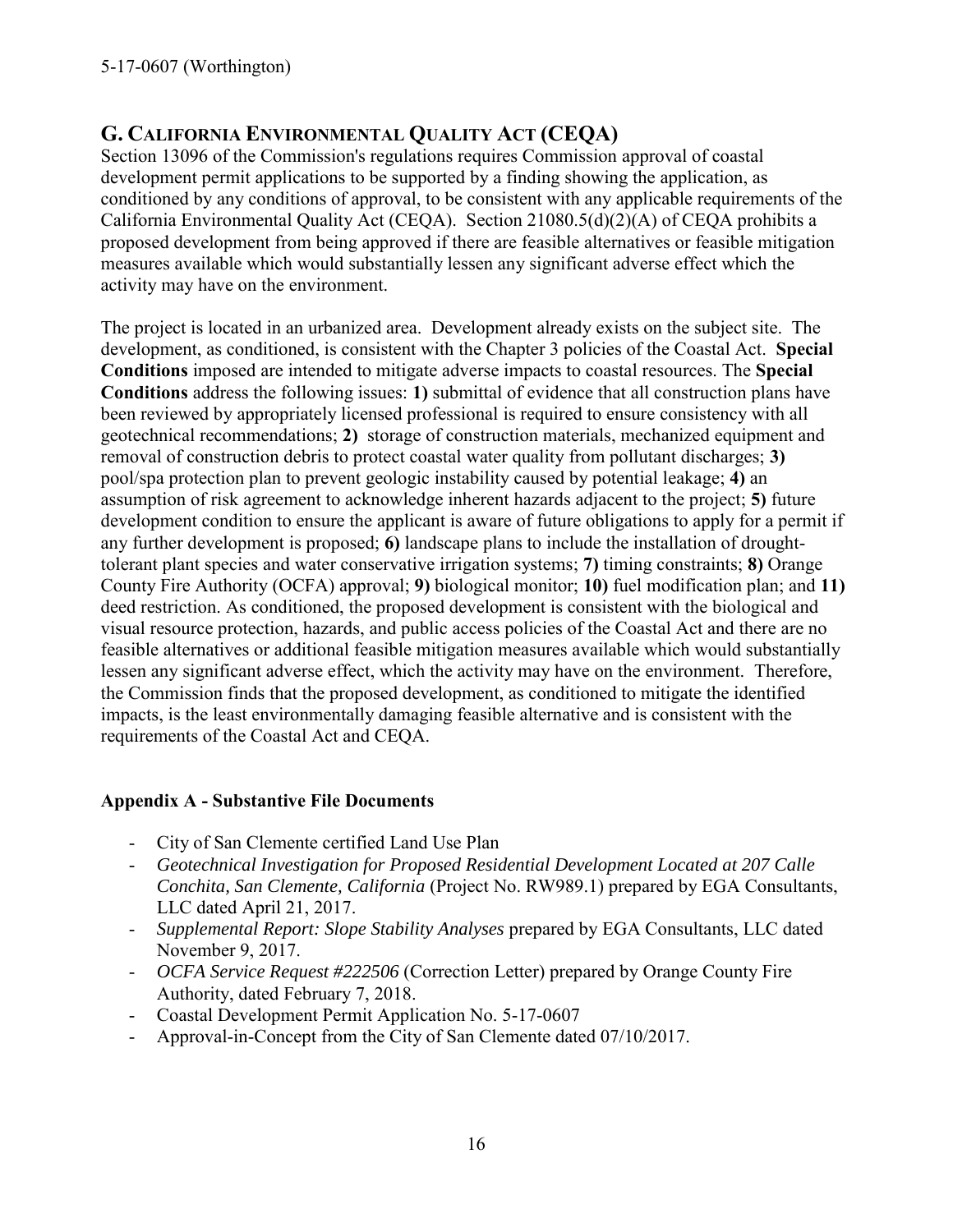## G. California Environmental Quality Act (CEQA)

Section 13096 of the Commission's regulations requires Commission approval of coastal development permit applications to be supported by a finding showing the application, as conditioned by any conditions of approval, to be consistent with any applicable requirements of the California Environmental Quality Act (CEQA). Section 21080.5(d)(2)(A) of CEQA prohibits a proposed development from being approved if there are feasible alternatives or feasible mitigation measures available which would substantially lessen any significant adverse effect which the activity may have on the environment.

The project is located in an urbanized area. Development already exists on the subject site. The development, as conditioned, is consistent with the Chapter 3 policies of the Coastal Act. **Special Conditions** imposed are intended to mitigate adverse impacts to coastal resources. The **Special Conditions** address the following issues: **1)** submittal of evidence that all construction plans have been reviewed by appropriately licensed professional is required to ensure consistency with all geotechnical recommendations; **2)** storage of construction materials, mechanized equipment and removal of construction debris to protect coastal water quality from pollutant discharges; **3)** pool/spa protection plan to prevent geologic instability caused by potential leakage; **4)** an assumption of risk agreement to acknowledge inherent hazards adjacent to the project; **5)** future development condition to ensure the applicant is aware of future obligations to apply for a permit if any further development is proposed; **6)** landscape plans to include the installation of drought-tolerant plant species and water conservative irrigation systems; **7)** timing constraints; **8)** Orange County Fire Authority (OCFA) approval; **9)** biological monitor; **10)** fuel modification plan; and **11)** deed restriction. As conditioned, the proposed development is consistent with the biological and visual resource protection, hazards, and public access policies of the Coastal Act and there are no feasible alternatives or additional feasible mitigation measures available which would substantially lessen any significant adverse effect, which the activity may have on the environment. Therefore, the Commission finds that the proposed development, as conditioned to mitigate the identified impacts, is the least environmentally damaging feasible alternative and is consistent with the requirements of the Coastal Act and CEQA.

### Appendix A - Substantive File Documents

- City of San Clemente certified Land Use Plan
- *Geotechnical Investigation for Proposed Residential Development Located at 207 Calle Conchita, San Clemente, California* (Project No. RW989.1) prepared by EGA Consultants, LLC dated April 21, 2017.
- *Supplemental Report: Slope Stability Analyses* prepared by EGA Consultants, LLC dated November 9, 2017.
- *OCFA Service Request #222506* (Correction Letter) prepared by Orange County Fire Authority, dated February 7, 2018.
- Coastal Development Permit Application No. 5-17-0607
- Approval-in-Concept from the City of San Clemente dated 07/10/2017.